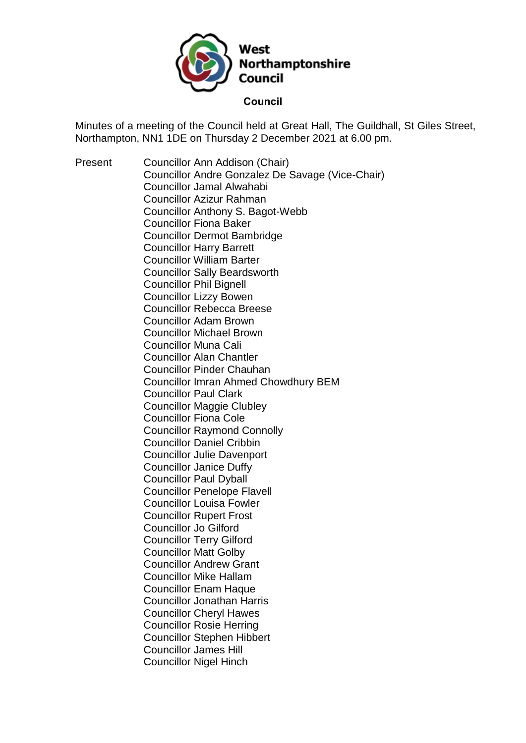# West Northamptonshire Council

## Council

Minutes of a meeting of the Council held at Great Hall, The Guildhall, St Giles Street, Northampton, NN1 1DE on Thursday 2 December 2021 at 6.00 pm.

Present
- Councillor Ann Addison (Chair)
- Councillor Andre Gonzalez De Savage (Vice-Chair)
- Councillor Jamal Alwahabi
- Councillor Azizur Rahman
- Councillor Anthony S. Bagot-Webb
- Councillor Fiona Baker
- Councillor Dermot Bambridge
- Councillor Harry Barrett
- Councillor William Barter
- Councillor Sally Beardsworth
- Councillor Phil Bignell
- Councillor Lizzy Bowen
- Councillor Rebecca Breese
- Councillor Adam Brown
- Councillor Michael Brown
- Councillor Muna Cali
- Councillor Alan Chantler
- Councillor Pinder Chauhan
- Councillor Imran Ahmed Chowdhury BEM
- Councillor Paul Clark
- Councillor Maggie Clubley
- Councillor Fiona Cole
- Councillor Raymond Connolly
- Councillor Daniel Cribbin
- Councillor Julie Davenport
- Councillor Janice Duffy
- Councillor Paul Dyball
- Councillor Penelope Flavell
- Councillor Louisa Fowler
- Councillor Rupert Frost
- Councillor Jo Gilford
- Councillor Terry Gilford
- Councillor Matt Golby
- Councillor Andrew Grant
- Councillor Mike Hallam
- Councillor Enam Haque
- Councillor Jonathan Harris
- Councillor Cheryl Hawes
- Councillor Rosie Herring
- Councillor Stephen Hibbert
- Councillor James Hill
- Councillor Nigel Hinch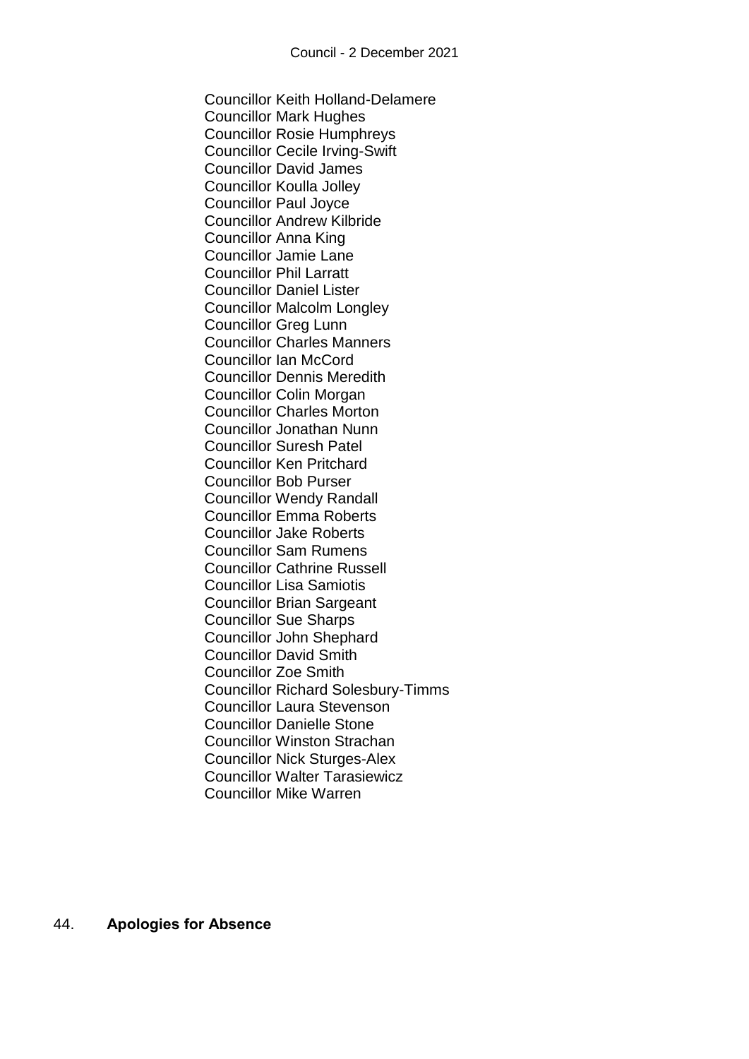Councillor Keith Holland-Delamere
Councillor Mark Hughes
Councillor Rosie Humphreys
Councillor Cecile Irving-Swift
Councillor David James
Councillor Koulla Jolley
Councillor Paul Joyce
Councillor Andrew Kilbride
Councillor Anna King
Councillor Jamie Lane
Councillor Phil Larratt
Councillor Daniel Lister
Councillor Malcolm Longley
Councillor Greg Lunn
Councillor Charles Manners
Councillor Ian McCord
Councillor Dennis Meredith
Councillor Colin Morgan
Councillor Charles Morton
Councillor Jonathan Nunn
Councillor Suresh Patel
Councillor Ken Pritchard
Councillor Bob Purser
Councillor Wendy Randall
Councillor Emma Roberts
Councillor Jake Roberts
Councillor Sam Rumens
Councillor Cathrine Russell
Councillor Lisa Samiotis
Councillor Brian Sargeant
Councillor Sue Sharps
Councillor John Shephard
Councillor David Smith
Councillor Zoe Smith
Councillor Richard Solesbury-Timms
Councillor Laura Stevenson
Councillor Danielle Stone
Councillor Winston Strachan
Councillor Nick Sturges-Alex
Councillor Walter Tarasiewicz
Councillor Mike Warren

44. **Apologies for Absence**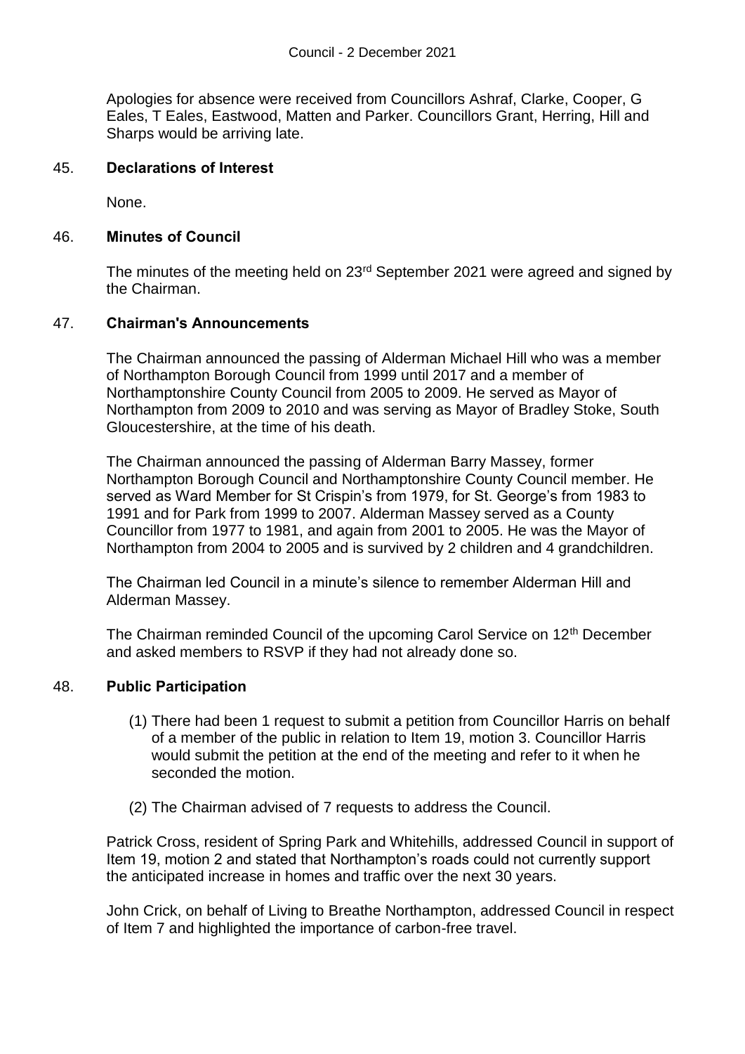Apologies for absence were received from Councillors Ashraf, Clarke, Cooper, G Eales, T Eales, Eastwood, Matten and Parker. Councillors Grant, Herring, Hill and Sharps would be arriving late.

## 45. Declarations of Interest

None.

## 46. Minutes of Council

The minutes of the meeting held on 23rd September 2021 were agreed and signed by the Chairman.

## 47. Chairman's Announcements

The Chairman announced the passing of Alderman Michael Hill who was a member of Northampton Borough Council from 1999 until 2017 and a member of Northamptonshire County Council from 2005 to 2009. He served as Mayor of Northampton from 2009 to 2010 and was serving as Mayor of Bradley Stoke, South Gloucestershire, at the time of his death.

The Chairman announced the passing of Alderman Barry Massey, former Northampton Borough Council and Northamptonshire County Council member. He served as Ward Member for St Crispin's from 1979, for St. George's from 1983 to 1991 and for Park from 1999 to 2007. Alderman Massey served as a County Councillor from 1977 to 1981, and again from 2001 to 2005. He was the Mayor of Northampton from 2004 to 2005 and is survived by 2 children and 4 grandchildren.

The Chairman led Council in a minute's silence to remember Alderman Hill and Alderman Massey.

The Chairman reminded Council of the upcoming Carol Service on 12th December and asked members to RSVP if they had not already done so.

## 48. Public Participation

(1) There had been 1 request to submit a petition from Councillor Harris on behalf of a member of the public in relation to Item 19, motion 3. Councillor Harris would submit the petition at the end of the meeting and refer to it when he seconded the motion.

(2) The Chairman advised of 7 requests to address the Council.

Patrick Cross, resident of Spring Park and Whitehills, addressed Council in support of Item 19, motion 2 and stated that Northampton's roads could not currently support the anticipated increase in homes and traffic over the next 30 years.

John Crick, on behalf of Living to Breathe Northampton, addressed Council in respect of Item 7 and highlighted the importance of carbon-free travel.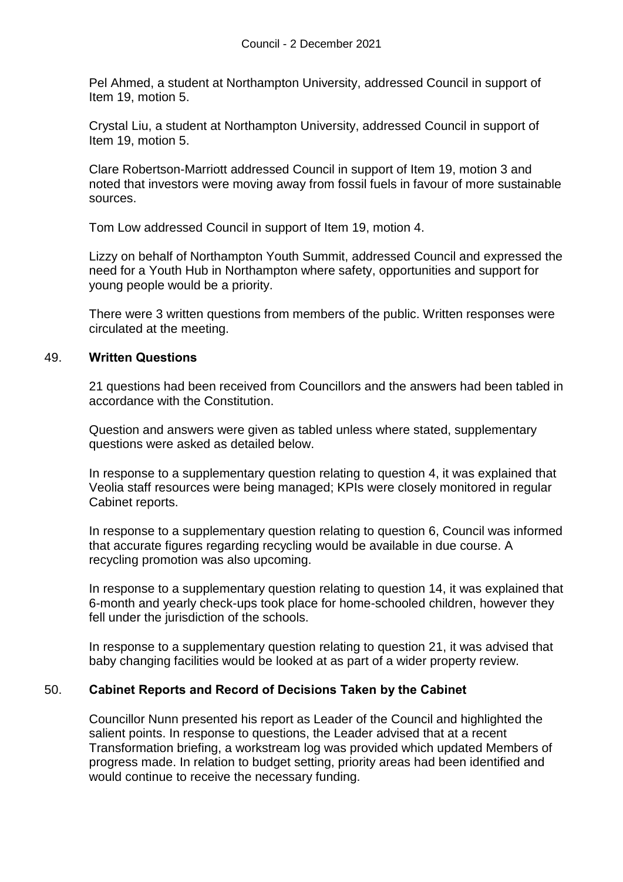Pel Ahmed, a student at Northampton University, addressed Council in support of Item 19, motion 5.

Crystal Liu, a student at Northampton University, addressed Council in support of Item 19, motion 5.

Clare Robertson-Marriott addressed Council in support of Item 19, motion 3 and noted that investors were moving away from fossil fuels in favour of more sustainable sources.

Tom Low addressed Council in support of Item 19, motion 4.

Lizzy on behalf of Northampton Youth Summit, addressed Council and expressed the need for a Youth Hub in Northampton where safety, opportunities and support for young people would be a priority.

There were 3 written questions from members of the public. Written responses were circulated at the meeting.

## 49. **Written Questions**

21 questions had been received from Councillors and the answers had been tabled in accordance with the Constitution.

Question and answers were given as tabled unless where stated, supplementary questions were asked as detailed below.

In response to a supplementary question relating to question 4, it was explained that Veolia staff resources were being managed; KPIs were closely monitored in regular Cabinet reports.

In response to a supplementary question relating to question 6, Council was informed that accurate figures regarding recycling would be available in due course. A recycling promotion was also upcoming.

In response to a supplementary question relating to question 14, it was explained that 6-month and yearly check-ups took place for home-schooled children, however they fell under the jurisdiction of the schools.

In response to a supplementary question relating to question 21, it was advised that baby changing facilities would be looked at as part of a wider property review.

## 50. **Cabinet Reports and Record of Decisions Taken by the Cabinet**

Councillor Nunn presented his report as Leader of the Council and highlighted the salient points. In response to questions, the Leader advised that at a recent Transformation briefing, a workstream log was provided which updated Members of progress made. In relation to budget setting, priority areas had been identified and would continue to receive the necessary funding.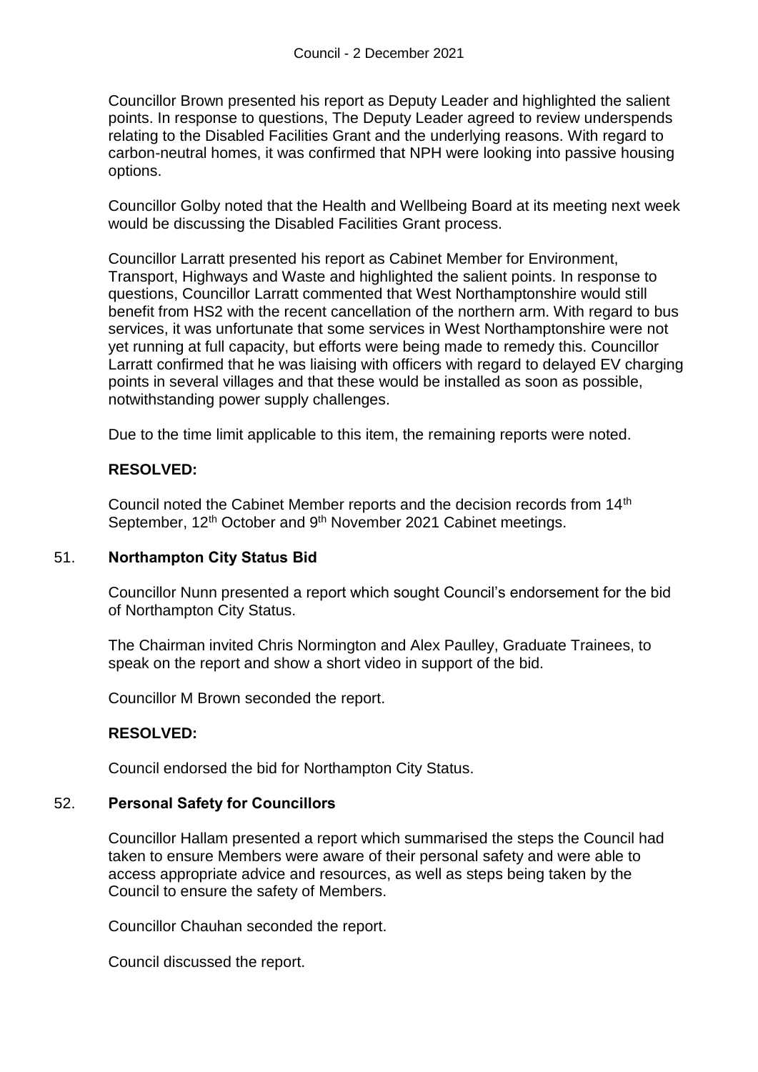Councillor Brown presented his report as Deputy Leader and highlighted the salient points. In response to questions, The Deputy Leader agreed to review underspends relating to the Disabled Facilities Grant and the underlying reasons. With regard to carbon-neutral homes, it was confirmed that NPH were looking into passive housing options.

Councillor Golby noted that the Health and Wellbeing Board at its meeting next week would be discussing the Disabled Facilities Grant process.

Councillor Larratt presented his report as Cabinet Member for Environment, Transport, Highways and Waste and highlighted the salient points. In response to questions, Councillor Larratt commented that West Northamptonshire would still benefit from HS2 with the recent cancellation of the northern arm. With regard to bus services, it was unfortunate that some services in West Northamptonshire were not yet running at full capacity, but efforts were being made to remedy this. Councillor Larratt confirmed that he was liaising with officers with regard to delayed EV charging points in several villages and that these would be installed as soon as possible, notwithstanding power supply challenges.

Due to the time limit applicable to this item, the remaining reports were noted.

**RESOLVED:**

Council noted the Cabinet Member reports and the decision records from 14th September, 12th October and 9th November 2021 Cabinet meetings.

## 51. Northampton City Status Bid

Councillor Nunn presented a report which sought Council's endorsement for the bid of Northampton City Status.

The Chairman invited Chris Normington and Alex Paulley, Graduate Trainees, to speak on the report and show a short video in support of the bid.

Councillor M Brown seconded the report.

**RESOLVED:**

Council endorsed the bid for Northampton City Status.

## 52. Personal Safety for Councillors

Councillor Hallam presented a report which summarised the steps the Council had taken to ensure Members were aware of their personal safety and were able to access appropriate advice and resources, as well as steps being taken by the Council to ensure the safety of Members.

Councillor Chauhan seconded the report.

Council discussed the report.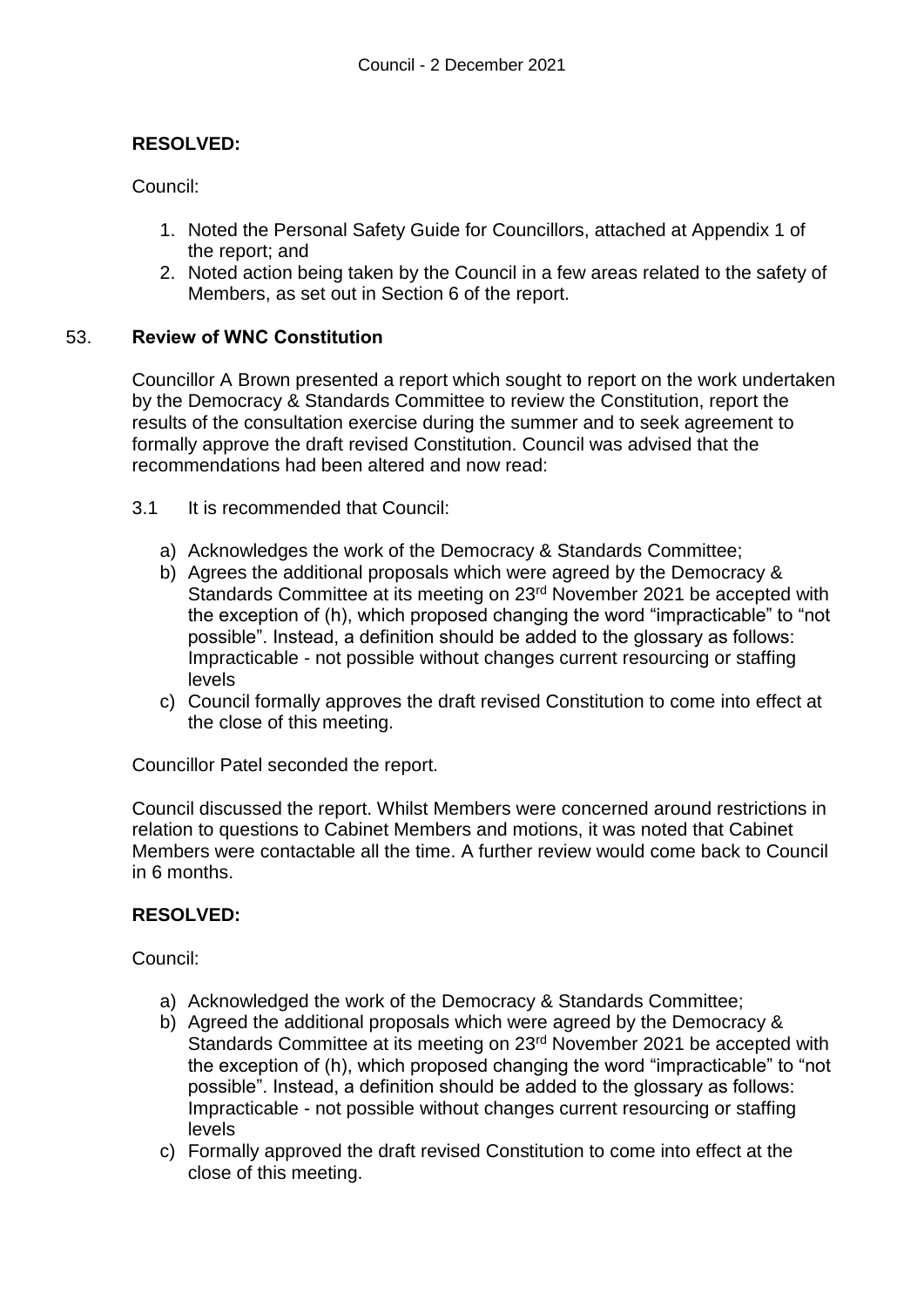**RESOLVED:**

Council:

1. Noted the Personal Safety Guide for Councillors, attached at Appendix 1 of the report; and
2. Noted action being taken by the Council in a few areas related to the safety of Members, as set out in Section 6 of the report.

## 53. Review of WNC Constitution

Councillor A Brown presented a report which sought to report on the work undertaken by the Democracy & Standards Committee to review the Constitution, report the results of the consultation exercise during the summer and to seek agreement to formally approve the draft revised Constitution. Council was advised that the recommendations had been altered and now read:

3.1 It is recommended that Council:

a) Acknowledges the work of the Democracy & Standards Committee;
b) Agrees the additional proposals which were agreed by the Democracy & Standards Committee at its meeting on 23rd November 2021 be accepted with the exception of (h), which proposed changing the word "impracticable" to "not possible". Instead, a definition should be added to the glossary as follows: Impracticable - not possible without changes current resourcing or staffing levels
c) Council formally approves the draft revised Constitution to come into effect at the close of this meeting.

Councillor Patel seconded the report.

Council discussed the report. Whilst Members were concerned around restrictions in relation to questions to Cabinet Members and motions, it was noted that Cabinet Members were contactable all the time. A further review would come back to Council in 6 months.

**RESOLVED:**

Council:

a) Acknowledged the work of the Democracy & Standards Committee;
b) Agreed the additional proposals which were agreed by the Democracy & Standards Committee at its meeting on 23rd November 2021 be accepted with the exception of (h), which proposed changing the word "impracticable" to "not possible". Instead, a definition should be added to the glossary as follows: Impracticable - not possible without changes current resourcing or staffing levels
c) Formally approved the draft revised Constitution to come into effect at the close of this meeting.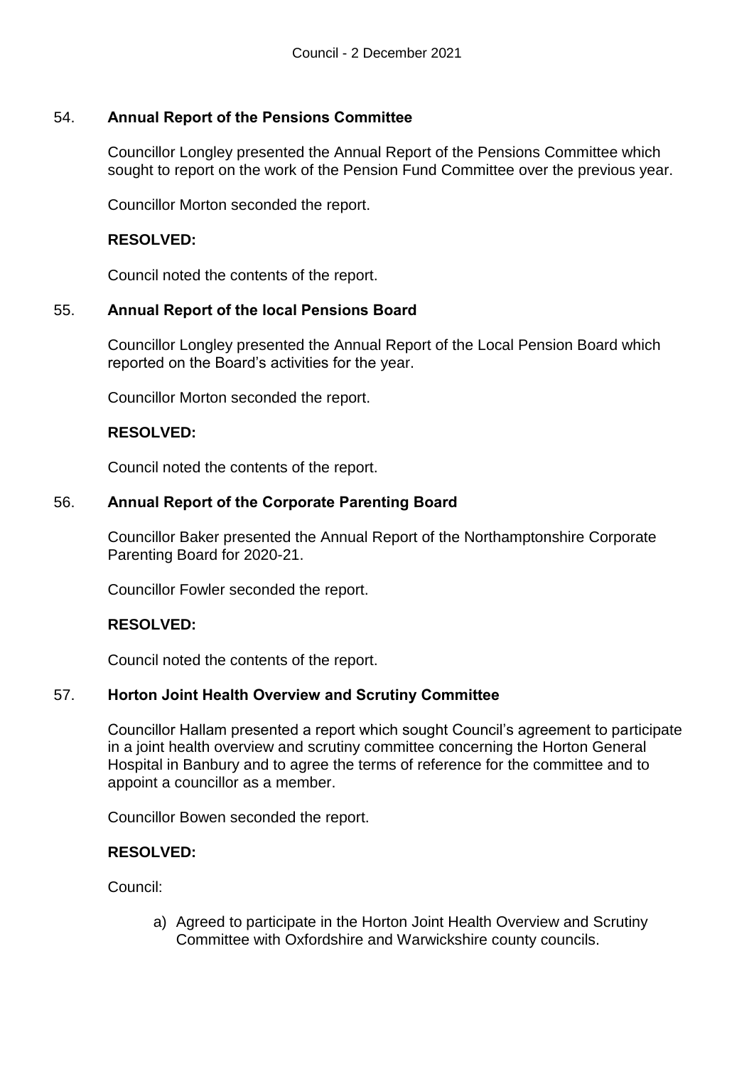### 54. **Annual Report of the Pensions Committee**

Councillor Longley presented the Annual Report of the Pensions Committee which sought to report on the work of the Pension Fund Committee over the previous year.

Councillor Morton seconded the report.

**RESOLVED:**

Council noted the contents of the report.

### 55. **Annual Report of the local Pensions Board**

Councillor Longley presented the Annual Report of the Local Pension Board which reported on the Board's activities for the year.

Councillor Morton seconded the report.

**RESOLVED:**

Council noted the contents of the report.

### 56. **Annual Report of the Corporate Parenting Board**

Councillor Baker presented the Annual Report of the Northamptonshire Corporate Parenting Board for 2020-21.

Councillor Fowler seconded the report.

**RESOLVED:**

Council noted the contents of the report.

### 57. **Horton Joint Health Overview and Scrutiny Committee**

Councillor Hallam presented a report which sought Council's agreement to participate in a joint health overview and scrutiny committee concerning the Horton General Hospital in Banbury and to agree the terms of reference for the committee and to appoint a councillor as a member.

Councillor Bowen seconded the report.

**RESOLVED:**

Council:

a) Agreed to participate in the Horton Joint Health Overview and Scrutiny Committee with Oxfordshire and Warwickshire county councils.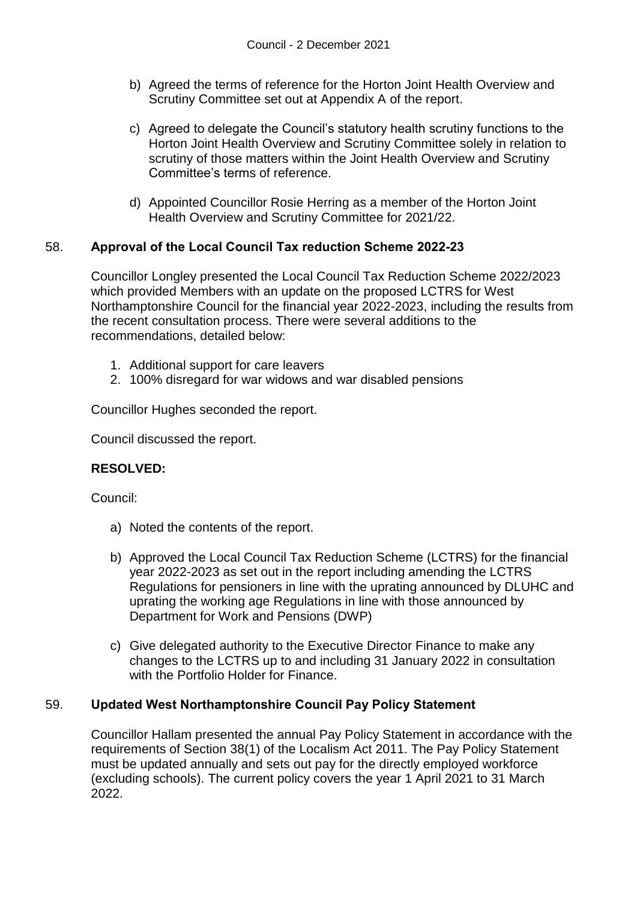b) Agreed the terms of reference for the Horton Joint Health Overview and Scrutiny Committee set out at Appendix A of the report.

c) Agreed to delegate the Council's statutory health scrutiny functions to the Horton Joint Health Overview and Scrutiny Committee solely in relation to scrutiny of those matters within the Joint Health Overview and Scrutiny Committee's terms of reference.

d) Appointed Councillor Rosie Herring as a member of the Horton Joint Health Overview and Scrutiny Committee for 2021/22.

## 58. **Approval of the Local Council Tax reduction Scheme 2022-23**

Councillor Longley presented the Local Council Tax Reduction Scheme 2022/2023 which provided Members with an update on the proposed LCTRS for West Northamptonshire Council for the financial year 2022-2023, including the results from the recent consultation process. There were several additions to the recommendations, detailed below:

1. Additional support for care leavers
2. 100% disregard for war widows and war disabled pensions

Councillor Hughes seconded the report.

Council discussed the report.

**RESOLVED:**

Council:

a) Noted the contents of the report.

b) Approved the Local Council Tax Reduction Scheme (LCTRS) for the financial year 2022-2023 as set out in the report including amending the LCTRS Regulations for pensioners in line with the uprating announced by DLUHC and uprating the working age Regulations in line with those announced by Department for Work and Pensions (DWP)

c) Give delegated authority to the Executive Director Finance to make any changes to the LCTRS up to and including 31 January 2022 in consultation with the Portfolio Holder for Finance.

## 59. **Updated West Northamptonshire Council Pay Policy Statement**

Councillor Hallam presented the annual Pay Policy Statement in accordance with the requirements of Section 38(1) of the Localism Act 2011. The Pay Policy Statement must be updated annually and sets out pay for the directly employed workforce (excluding schools). The current policy covers the year 1 April 2021 to 31 March 2022.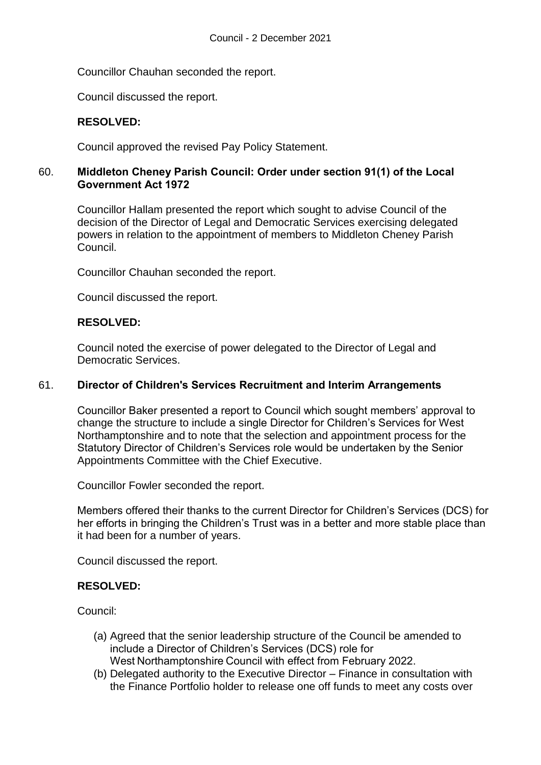Councillor Chauhan seconded the report.

Council discussed the report.

**RESOLVED:**

Council approved the revised Pay Policy Statement.

60. **Middleton Cheney Parish Council: Order under section 91(1) of the Local Government Act 1972**

Councillor Hallam presented the report which sought to advise Council of the decision of the Director of Legal and Democratic Services exercising delegated powers in relation to the appointment of members to Middleton Cheney Parish Council.

Councillor Chauhan seconded the report.

Council discussed the report.

**RESOLVED:**

Council noted the exercise of power delegated to the Director of Legal and Democratic Services.

61. **Director of Children's Services Recruitment and Interim Arrangements**

Councillor Baker presented a report to Council which sought members' approval to change the structure to include a single Director for Children's Services for West Northamptonshire and to note that the selection and appointment process for the Statutory Director of Children's Services role would be undertaken by the Senior Appointments Committee with the Chief Executive.

Councillor Fowler seconded the report.

Members offered their thanks to the current Director for Children's Services (DCS) for her efforts in bringing the Children's Trust was in a better and more stable place than it had been for a number of years.

Council discussed the report.

**RESOLVED:**

Council:

(a) Agreed that the senior leadership structure of the Council be amended to include a Director of Children's Services (DCS) role for West Northamptonshire Council with effect from February 2022.
(b) Delegated authority to the Executive Director – Finance in consultation with the Finance Portfolio holder to release one off funds to meet any costs over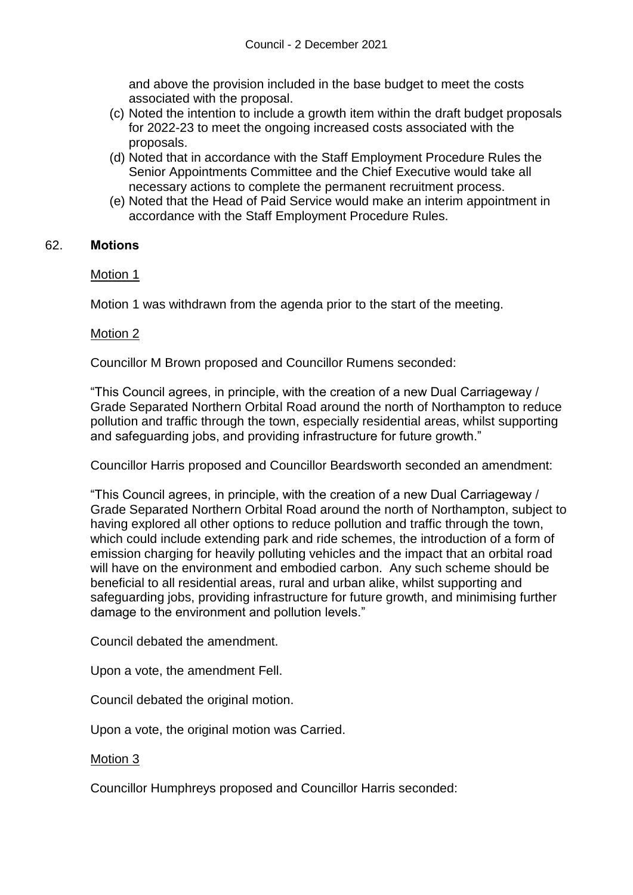and above the provision included in the base budget to meet the costs associated with the proposal.

(c) Noted the intention to include a growth item within the draft budget proposals for 2022-23 to meet the ongoing increased costs associated with the proposals.

(d) Noted that in accordance with the Staff Employment Procedure Rules the Senior Appointments Committee and the Chief Executive would take all necessary actions to complete the permanent recruitment process.

(e) Noted that the Head of Paid Service would make an interim appointment in accordance with the Staff Employment Procedure Rules.

62. **Motions**

Motion 1

Motion 1 was withdrawn from the agenda prior to the start of the meeting.

Motion 2

Councillor M Brown proposed and Councillor Rumens seconded:

"This Council agrees, in principle, with the creation of a new Dual Carriageway / Grade Separated Northern Orbital Road around the north of Northampton to reduce pollution and traffic through the town, especially residential areas, whilst supporting and safeguarding jobs, and providing infrastructure for future growth."

Councillor Harris proposed and Councillor Beardsworth seconded an amendment:

"This Council agrees, in principle, with the creation of a new Dual Carriageway / Grade Separated Northern Orbital Road around the north of Northampton, subject to having explored all other options to reduce pollution and traffic through the town, which could include extending park and ride schemes, the introduction of a form of emission charging for heavily polluting vehicles and the impact that an orbital road will have on the environment and embodied carbon. Any such scheme should be beneficial to all residential areas, rural and urban alike, whilst supporting and safeguarding jobs, providing infrastructure for future growth, and minimising further damage to the environment and pollution levels."

Council debated the amendment.

Upon a vote, the amendment Fell.

Council debated the original motion.

Upon a vote, the original motion was Carried.

Motion 3

Councillor Humphreys proposed and Councillor Harris seconded: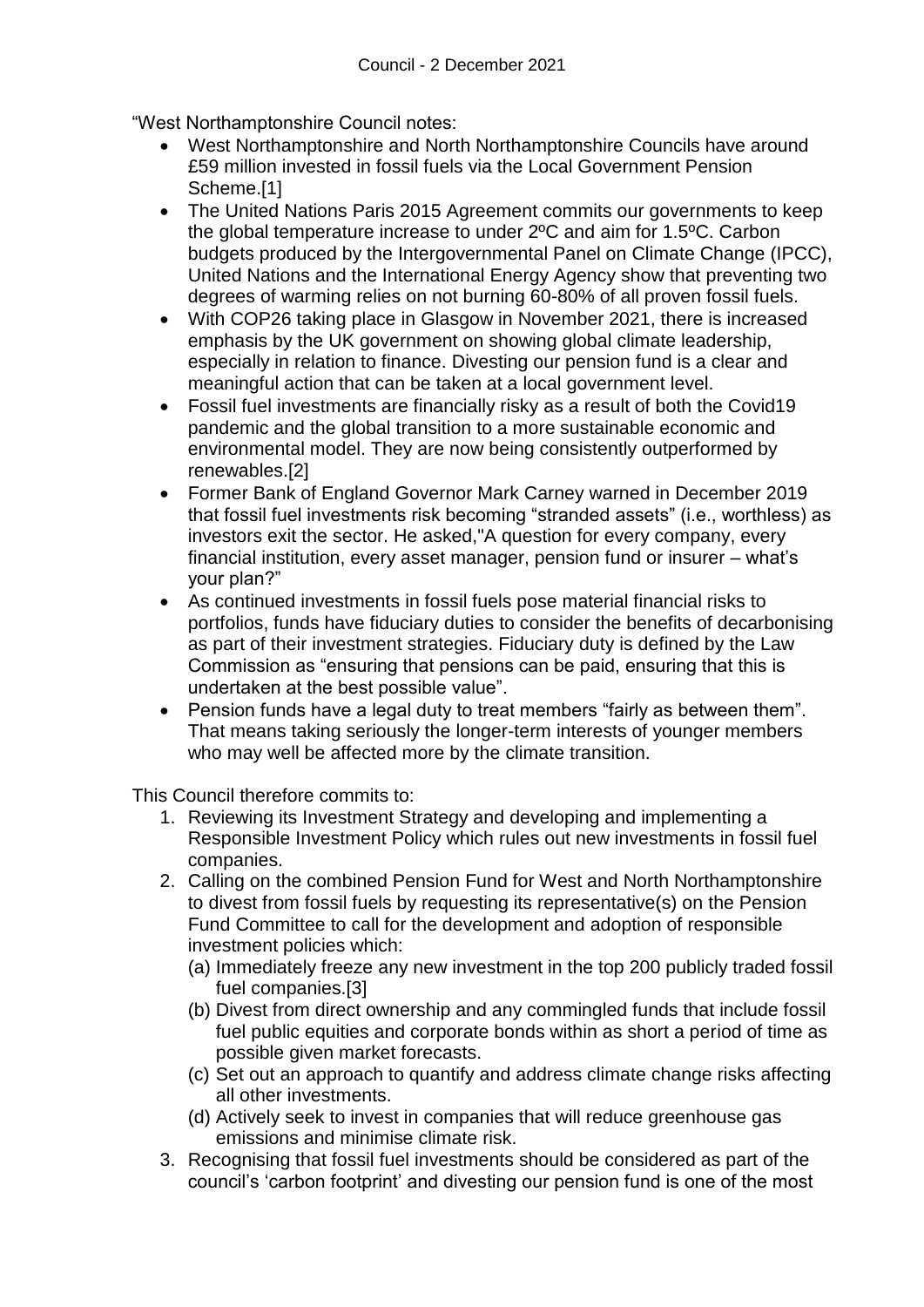"West Northamptonshire Council notes:

- West Northamptonshire and North Northamptonshire Councils have around £59 million invested in fossil fuels via the Local Government Pension Scheme.[1]
- The United Nations Paris 2015 Agreement commits our governments to keep the global temperature increase to under 2ºC and aim for 1.5ºC. Carbon budgets produced by the Intergovernmental Panel on Climate Change (IPCC), United Nations and the International Energy Agency show that preventing two degrees of warming relies on not burning 60-80% of all proven fossil fuels.
- With COP26 taking place in Glasgow in November 2021, there is increased emphasis by the UK government on showing global climate leadership, especially in relation to finance. Divesting our pension fund is a clear and meaningful action that can be taken at a local government level.
- Fossil fuel investments are financially risky as a result of both the Covid19 pandemic and the global transition to a more sustainable economic and environmental model. They are now being consistently outperformed by renewables.[2]
- Former Bank of England Governor Mark Carney warned in December 2019 that fossil fuel investments risk becoming "stranded assets" (i.e., worthless) as investors exit the sector. He asked,"A question for every company, every financial institution, every asset manager, pension fund or insurer – what's your plan?"
- As continued investments in fossil fuels pose material financial risks to portfolios, funds have fiduciary duties to consider the benefits of decarbonising as part of their investment strategies. Fiduciary duty is defined by the Law Commission as "ensuring that pensions can be paid, ensuring that this is undertaken at the best possible value".
- Pension funds have a legal duty to treat members "fairly as between them". That means taking seriously the longer-term interests of younger members who may well be affected more by the climate transition.

This Council therefore commits to:

1. Reviewing its Investment Strategy and developing and implementing a Responsible Investment Policy which rules out new investments in fossil fuel companies.
2. Calling on the combined Pension Fund for West and North Northamptonshire to divest from fossil fuels by requesting its representative(s) on the Pension Fund Committee to call for the development and adoption of responsible investment policies which:
   (a) Immediately freeze any new investment in the top 200 publicly traded fossil fuel companies.[3]
   (b) Divest from direct ownership and any commingled funds that include fossil fuel public equities and corporate bonds within as short a period of time as possible given market forecasts.
   (c) Set out an approach to quantify and address climate change risks affecting all other investments.
   (d) Actively seek to invest in companies that will reduce greenhouse gas emissions and minimise climate risk.
3. Recognising that fossil fuel investments should be considered as part of the council's 'carbon footprint' and divesting our pension fund is one of the most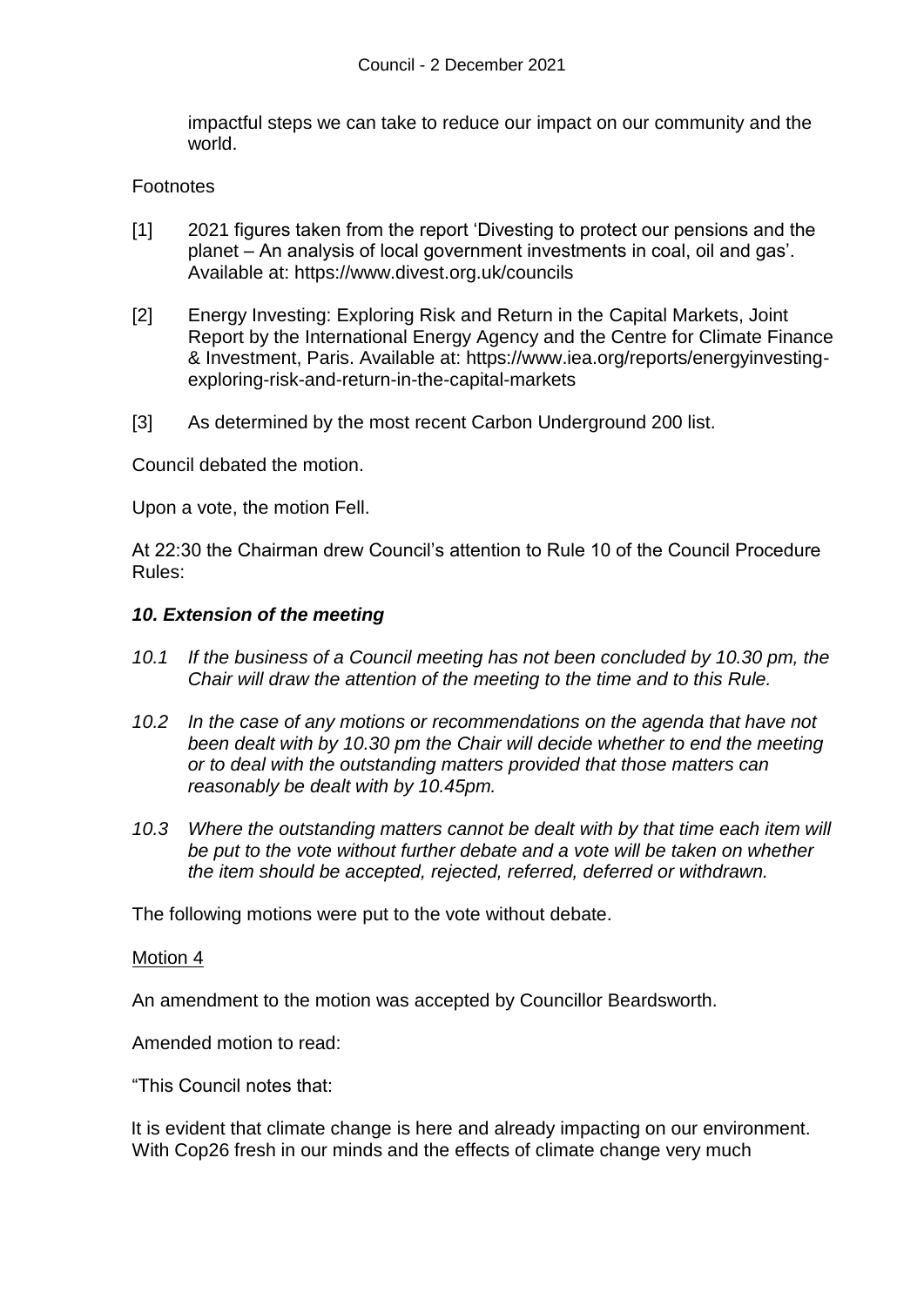impactful steps we can take to reduce our impact on our community and the world.

Footnotes

[1] 2021 figures taken from the report 'Divesting to protect our pensions and the planet – An analysis of local government investments in coal, oil and gas'. Available at: https://www.divest.org.uk/councils

[2] Energy Investing: Exploring Risk and Return in the Capital Markets, Joint Report by the International Energy Agency and the Centre for Climate Finance & Investment, Paris. Available at: https://www.iea.org/reports/energyinvesting-exploring-risk-and-return-in-the-capital-markets

[3] As determined by the most recent Carbon Underground 200 list.

Council debated the motion.

Upon a vote, the motion Fell.

At 22:30 the Chairman drew Council's attention to Rule 10 of the Council Procedure Rules:

***10. Extension of the meeting***

*10.1 If the business of a Council meeting has not been concluded by 10.30 pm, the Chair will draw the attention of the meeting to the time and to this Rule.*

*10.2 In the case of any motions or recommendations on the agenda that have not been dealt with by 10.30 pm the Chair will decide whether to end the meeting or to deal with the outstanding matters provided that those matters can reasonably be dealt with by 10.45pm.*

*10.3 Where the outstanding matters cannot be dealt with by that time each item will be put to the vote without further debate and a vote will be taken on whether the item should be accepted, rejected, referred, deferred or withdrawn.*

The following motions were put to the vote without debate.

Motion 4

An amendment to the motion was accepted by Councillor Beardsworth.

Amended motion to read:

"This Council notes that:

It is evident that climate change is here and already impacting on our environment. With Cop26 fresh in our minds and the effects of climate change very much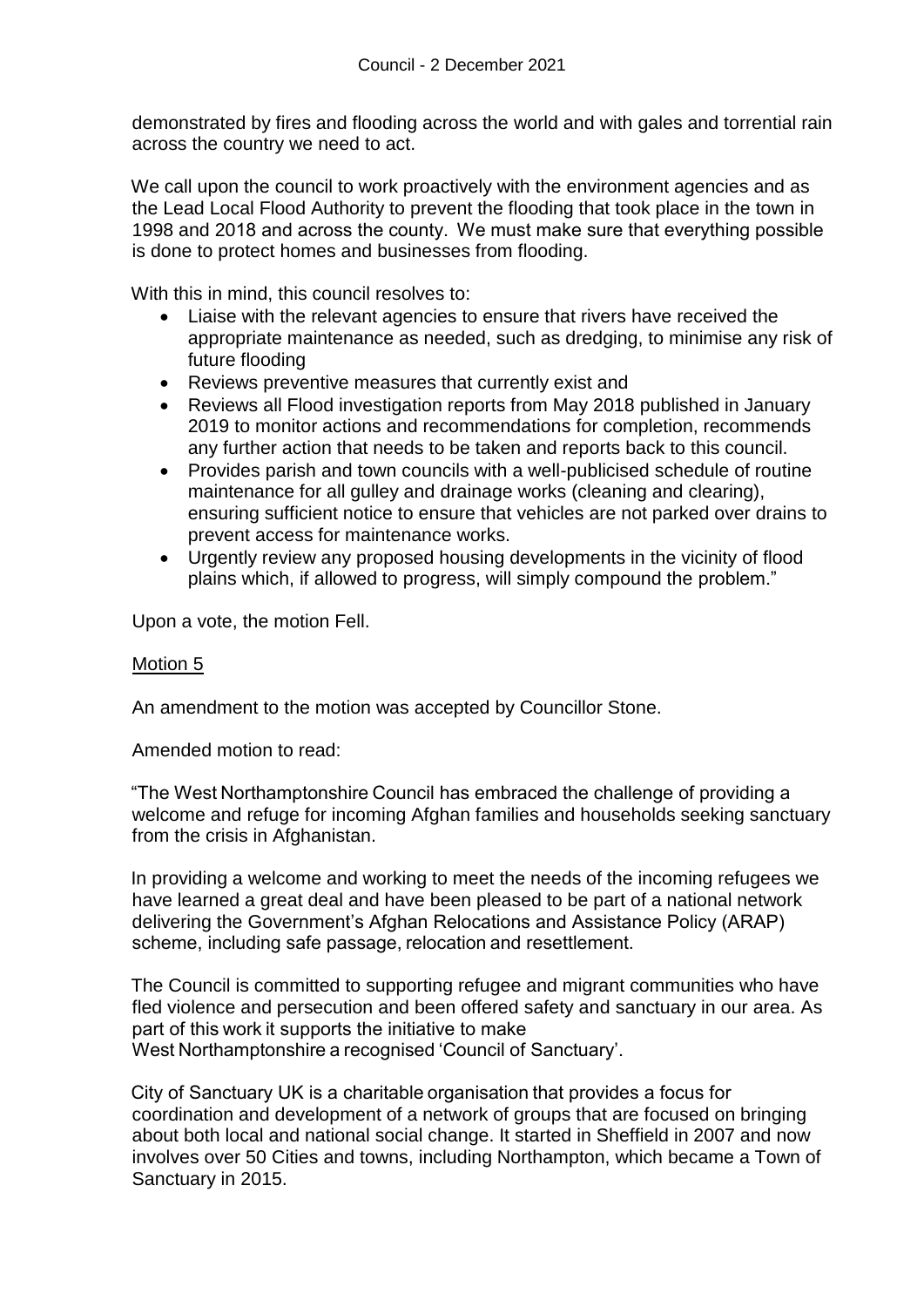demonstrated by fires and flooding across the world and with gales and torrential rain across the country we need to act.

We call upon the council to work proactively with the environment agencies and as the Lead Local Flood Authority to prevent the flooding that took place in the town in 1998 and 2018 and across the county. We must make sure that everything possible is done to protect homes and businesses from flooding.

With this in mind, this council resolves to:

- Liaise with the relevant agencies to ensure that rivers have received the appropriate maintenance as needed, such as dredging, to minimise any risk of future flooding
- Reviews preventive measures that currently exist and
- Reviews all Flood investigation reports from May 2018 published in January 2019 to monitor actions and recommendations for completion, recommends any further action that needs to be taken and reports back to this council.
- Provides parish and town councils with a well-publicised schedule of routine maintenance for all gulley and drainage works (cleaning and clearing), ensuring sufficient notice to ensure that vehicles are not parked over drains to prevent access for maintenance works.
- Urgently review any proposed housing developments in the vicinity of flood plains which, if allowed to progress, will simply compound the problem."

Upon a vote, the motion Fell.

<u>Motion 5</u>

An amendment to the motion was accepted by Councillor Stone.

Amended motion to read:

"The West Northamptonshire Council has embraced the challenge of providing a welcome and refuge for incoming Afghan families and households seeking sanctuary from the crisis in Afghanistan.

In providing a welcome and working to meet the needs of the incoming refugees we have learned a great deal and have been pleased to be part of a national network delivering the Government's Afghan Relocations and Assistance Policy (ARAP) scheme, including safe passage, relocation and resettlement.

The Council is committed to supporting refugee and migrant communities who have fled violence and persecution and been offered safety and sanctuary in our area. As part of this work it supports the initiative to make West Northamptonshire a recognised 'Council of Sanctuary'.

City of Sanctuary UK is a charitable organisation that provides a focus for coordination and development of a network of groups that are focused on bringing about both local and national social change. It started in Sheffield in 2007 and now involves over 50 Cities and towns, including Northampton, which became a Town of Sanctuary in 2015.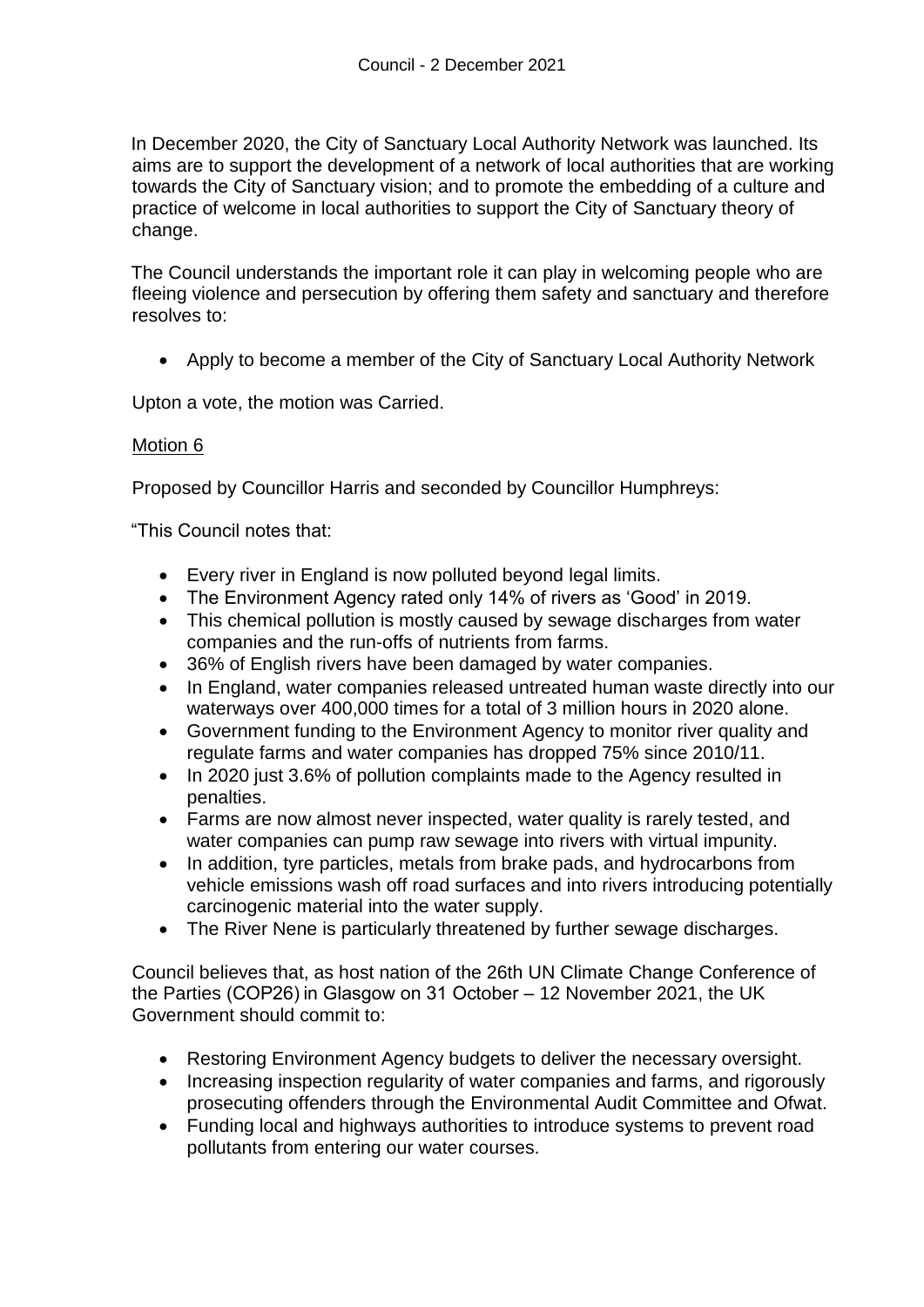In December 2020, the City of Sanctuary Local Authority Network was launched. Its aims are to support the development of a network of local authorities that are working towards the City of Sanctuary vision; and to promote the embedding of a culture and practice of welcome in local authorities to support the City of Sanctuary theory of change.

The Council understands the important role it can play in welcoming people who are fleeing violence and persecution by offering them safety and sanctuary and therefore resolves to:

- Apply to become a member of the City of Sanctuary Local Authority Network

Upton a vote, the motion was Carried.

Motion 6

Proposed by Councillor Harris and seconded by Councillor Humphreys:

"This Council notes that:

- Every river in England is now polluted beyond legal limits.
- The Environment Agency rated only 14% of rivers as 'Good' in 2019.
- This chemical pollution is mostly caused by sewage discharges from water companies and the run-offs of nutrients from farms.
- 36% of English rivers have been damaged by water companies.
- In England, water companies released untreated human waste directly into our waterways over 400,000 times for a total of 3 million hours in 2020 alone.
- Government funding to the Environment Agency to monitor river quality and regulate farms and water companies has dropped 75% since 2010/11.
- In 2020 just 3.6% of pollution complaints made to the Agency resulted in penalties.
- Farms are now almost never inspected, water quality is rarely tested, and water companies can pump raw sewage into rivers with virtual impunity.
- In addition, tyre particles, metals from brake pads, and hydrocarbons from vehicle emissions wash off road surfaces and into rivers introducing potentially carcinogenic material into the water supply.
- The River Nene is particularly threatened by further sewage discharges.

Council believes that, as host nation of the 26th UN Climate Change Conference of the Parties (COP26) in Glasgow on 31 October – 12 November 2021, the UK Government should commit to:

- Restoring Environment Agency budgets to deliver the necessary oversight.
- Increasing inspection regularity of water companies and farms, and rigorously prosecuting offenders through the Environmental Audit Committee and Ofwat.
- Funding local and highways authorities to introduce systems to prevent road pollutants from entering our water courses.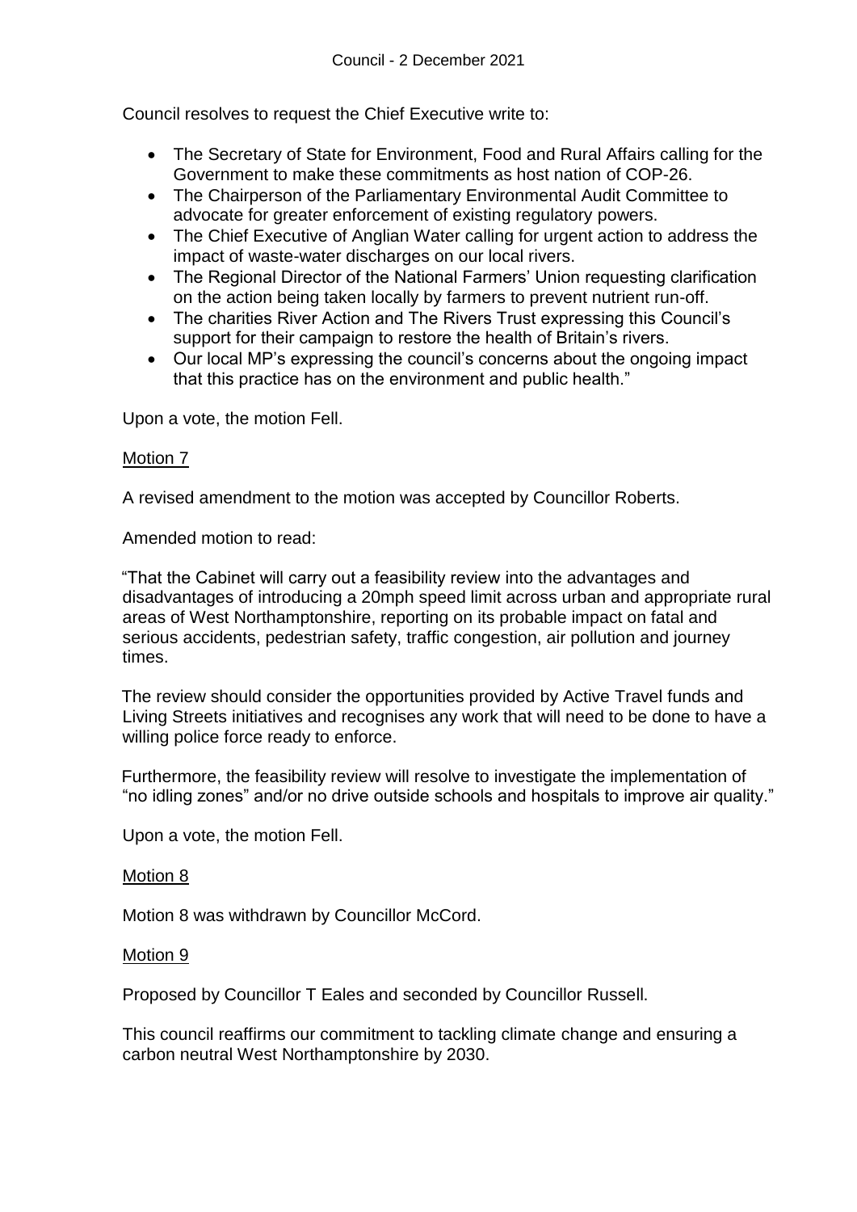Council resolves to request the Chief Executive write to:

- The Secretary of State for Environment, Food and Rural Affairs calling for the Government to make these commitments as host nation of COP-26.
- The Chairperson of the Parliamentary Environmental Audit Committee to advocate for greater enforcement of existing regulatory powers.
- The Chief Executive of Anglian Water calling for urgent action to address the impact of waste-water discharges on our local rivers.
- The Regional Director of the National Farmers' Union requesting clarification on the action being taken locally by farmers to prevent nutrient run-off.
- The charities River Action and The Rivers Trust expressing this Council's support for their campaign to restore the health of Britain's rivers.
- Our local MP's expressing the council's concerns about the ongoing impact that this practice has on the environment and public health."

Upon a vote, the motion Fell.

Motion 7

A revised amendment to the motion was accepted by Councillor Roberts.

Amended motion to read:

"That the Cabinet will carry out a feasibility review into the advantages and disadvantages of introducing a 20mph speed limit across urban and appropriate rural areas of West Northamptonshire, reporting on its probable impact on fatal and serious accidents, pedestrian safety, traffic congestion, air pollution and journey times.

The review should consider the opportunities provided by Active Travel funds and Living Streets initiatives and recognises any work that will need to be done to have a willing police force ready to enforce.

Furthermore, the feasibility review will resolve to investigate the implementation of "no idling zones" and/or no drive outside schools and hospitals to improve air quality."

Upon a vote, the motion Fell.

Motion 8

Motion 8 was withdrawn by Councillor McCord.

Motion 9

Proposed by Councillor T Eales and seconded by Councillor Russell.

This council reaffirms our commitment to tackling climate change and ensuring a carbon neutral West Northamptonshire by 2030.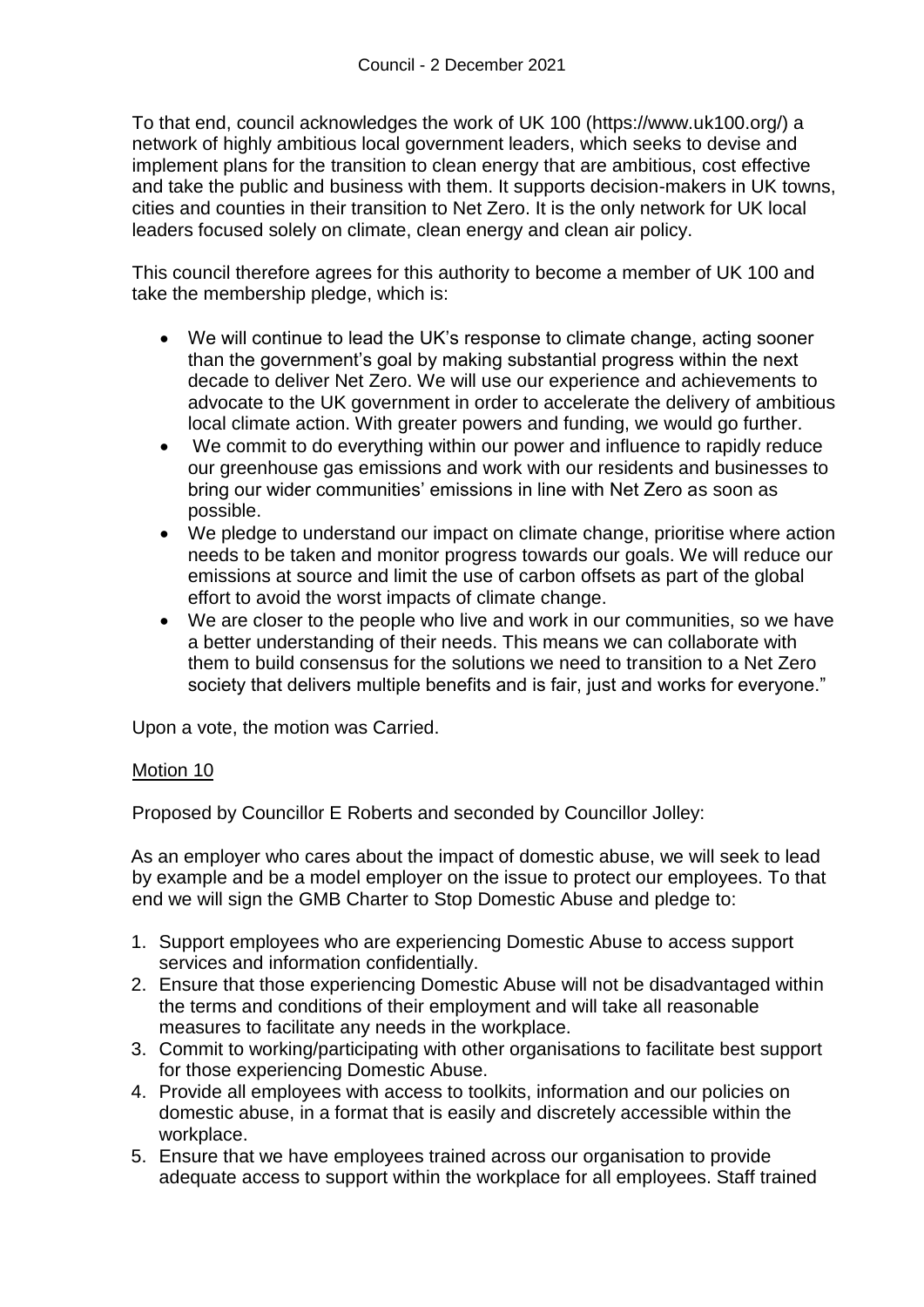To that end, council acknowledges the work of UK 100 (https://www.uk100.org/) a network of highly ambitious local government leaders, which seeks to devise and implement plans for the transition to clean energy that are ambitious, cost effective and take the public and business with them. It supports decision-makers in UK towns, cities and counties in their transition to Net Zero. It is the only network for UK local leaders focused solely on climate, clean energy and clean air policy.

This council therefore agrees for this authority to become a member of UK 100 and take the membership pledge, which is:

- We will continue to lead the UK's response to climate change, acting sooner than the government's goal by making substantial progress within the next decade to deliver Net Zero. We will use our experience and achievements to advocate to the UK government in order to accelerate the delivery of ambitious local climate action. With greater powers and funding, we would go further.
- We commit to do everything within our power and influence to rapidly reduce our greenhouse gas emissions and work with our residents and businesses to bring our wider communities' emissions in line with Net Zero as soon as possible.
- We pledge to understand our impact on climate change, prioritise where action needs to be taken and monitor progress towards our goals. We will reduce our emissions at source and limit the use of carbon offsets as part of the global effort to avoid the worst impacts of climate change.
- We are closer to the people who live and work in our communities, so we have a better understanding of their needs. This means we can collaborate with them to build consensus for the solutions we need to transition to a Net Zero society that delivers multiple benefits and is fair, just and works for everyone."

Upon a vote, the motion was Carried.

## Motion 10

Proposed by Councillor E Roberts and seconded by Councillor Jolley:

As an employer who cares about the impact of domestic abuse, we will seek to lead by example and be a model employer on the issue to protect our employees. To that end we will sign the GMB Charter to Stop Domestic Abuse and pledge to:

1. Support employees who are experiencing Domestic Abuse to access support services and information confidentially.
2. Ensure that those experiencing Domestic Abuse will not be disadvantaged within the terms and conditions of their employment and will take all reasonable measures to facilitate any needs in the workplace.
3. Commit to working/participating with other organisations to facilitate best support for those experiencing Domestic Abuse.
4. Provide all employees with access to toolkits, information and our policies on domestic abuse, in a format that is easily and discretely accessible within the workplace.
5. Ensure that we have employees trained across our organisation to provide adequate access to support within the workplace for all employees. Staff trained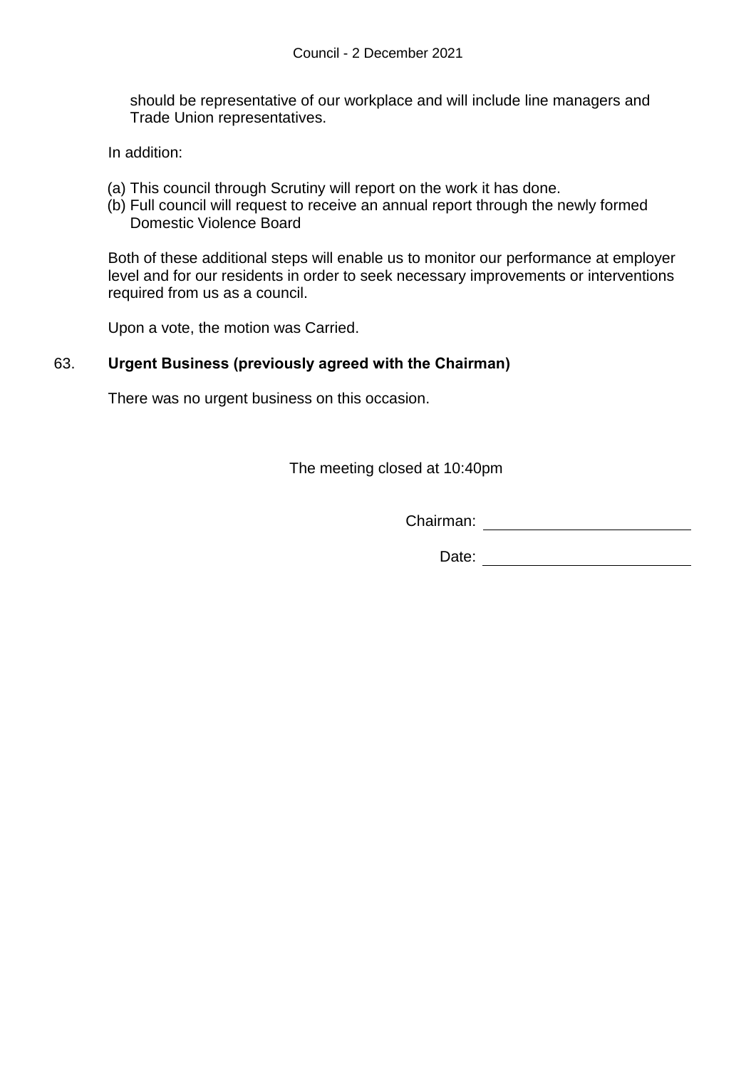should be representative of our workplace and will include line managers and Trade Union representatives.

In addition:

(a) This council through Scrutiny will report on the work it has done.
(b) Full council will request to receive an annual report through the newly formed Domestic Violence Board

Both of these additional steps will enable us to monitor our performance at employer level and for our residents in order to seek necessary improvements or interventions required from us as a council.

Upon a vote, the motion was Carried.

### 63. Urgent Business (previously agreed with the Chairman)

There was no urgent business on this occasion.

The meeting closed at 10:40pm

Chairman: ________________________

Date: ________________________